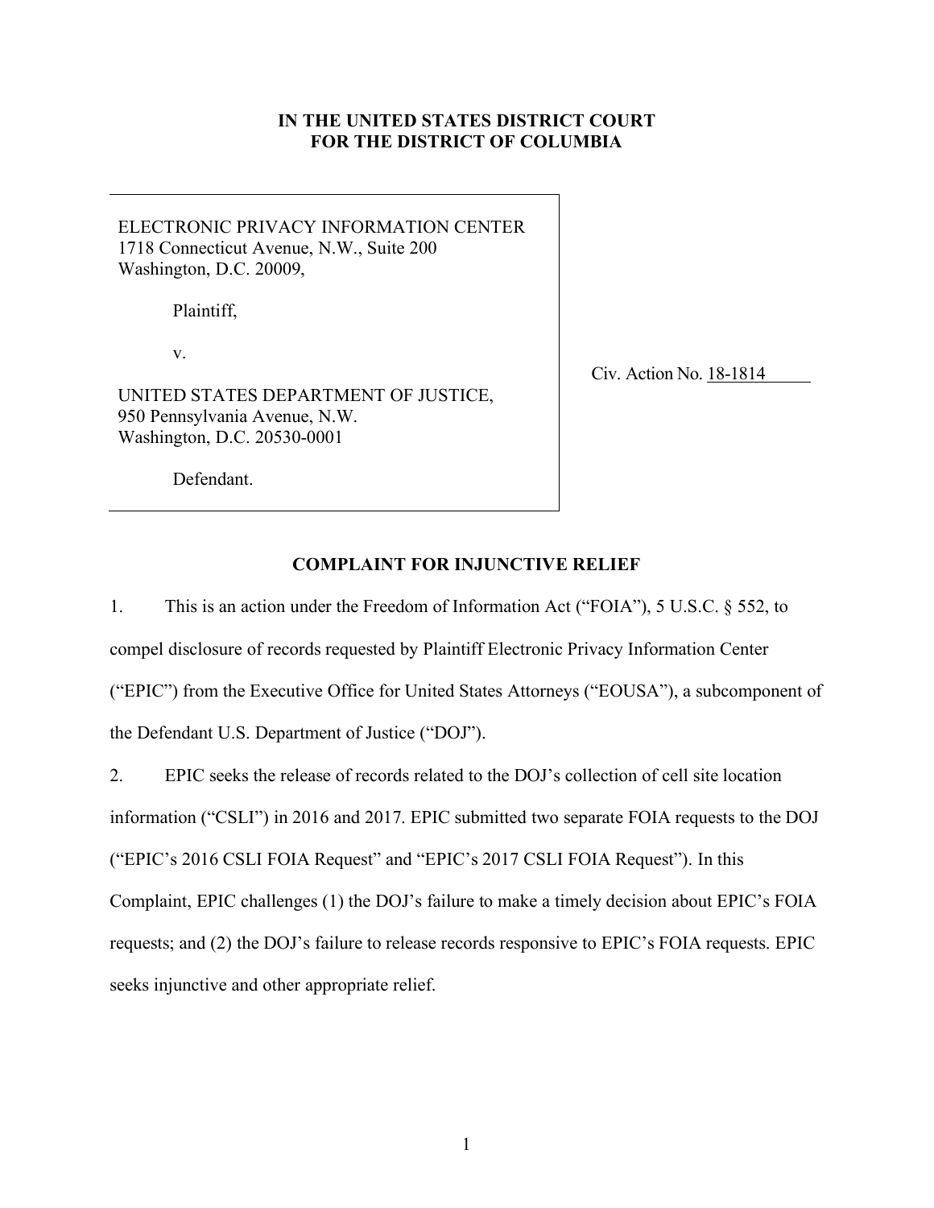**IN THE UNITED STATES DISTRICT COURT**
**FOR THE DISTRICT OF COLUMBIA**

| | |
|---|---|
| ELECTRONIC PRIVACY INFORMATION CENTER<br>1718 Connecticut Avenue, N.W., Suite 200<br>Washington, D.C. 20009,<br><br>Plaintiff,<br><br>v.<br><br>UNITED STATES DEPARTMENT OF JUSTICE,<br>950 Pennsylvania Avenue, N.W.<br>Washington, D.C. 20530-0001<br><br>Defendant. | Civ. Action No. 18-1814 |

**COMPLAINT FOR INJUNCTIVE RELIEF**

1. This is an action under the Freedom of Information Act ("FOIA"), 5 U.S.C. § 552, to compel disclosure of records requested by Plaintiff Electronic Privacy Information Center ("EPIC") from the Executive Office for United States Attorneys ("EOUSA"), a subcomponent of the Defendant U.S. Department of Justice ("DOJ").

2. EPIC seeks the release of records related to the DOJ's collection of cell site location information ("CSLI") in 2016 and 2017. EPIC submitted two separate FOIA requests to the DOJ ("EPIC's 2016 CSLI FOIA Request" and "EPIC's 2017 CSLI FOIA Request"). In this Complaint, EPIC challenges (1) the DOJ's failure to make a timely decision about EPIC's FOIA requests; and (2) the DOJ's failure to release records responsive to EPIC's FOIA requests. EPIC seeks injunctive and other appropriate relief.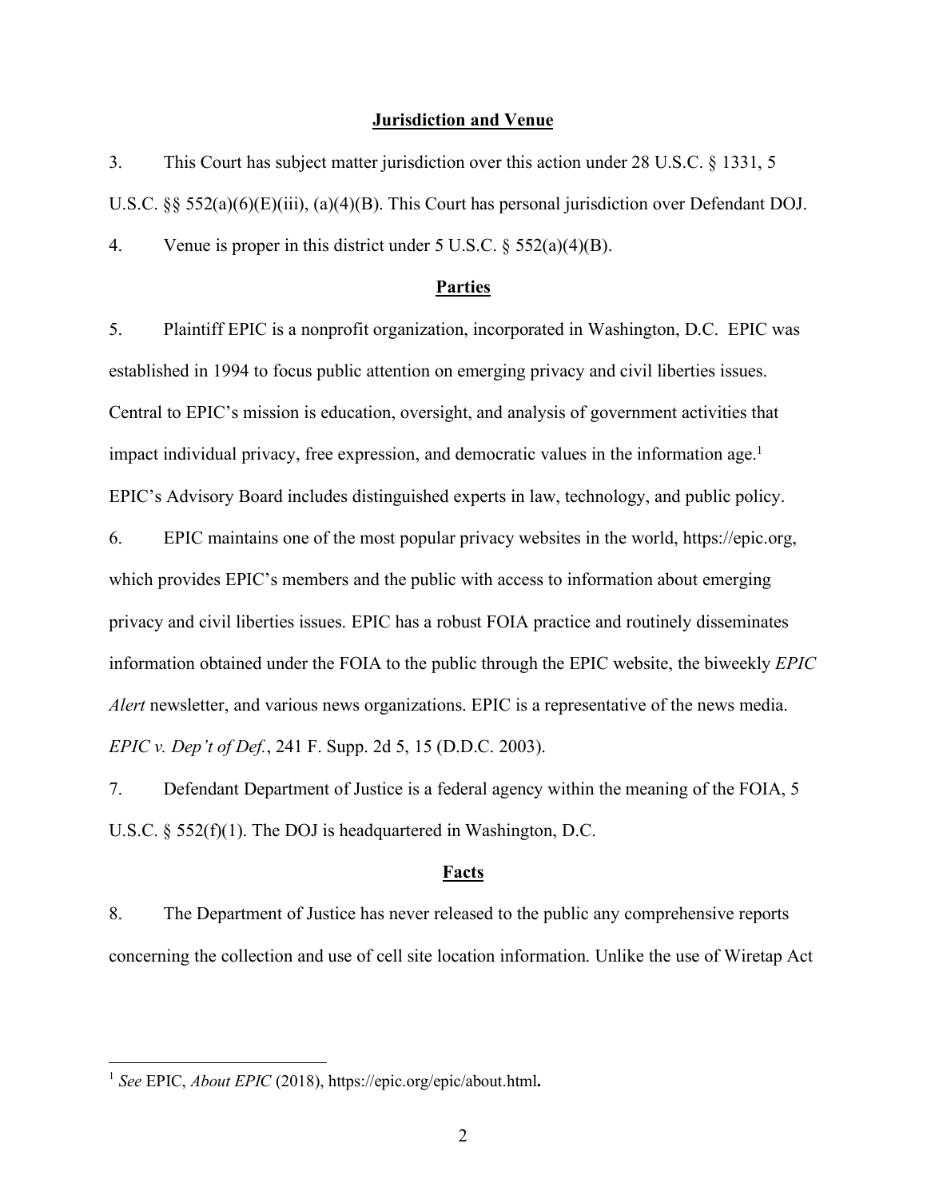## Jurisdiction and Venue

3. This Court has subject matter jurisdiction over this action under 28 U.S.C. § 1331, 5 U.S.C. §§ 552(a)(6)(E)(iii), (a)(4)(B). This Court has personal jurisdiction over Defendant DOJ.

4. Venue is proper in this district under 5 U.S.C. § 552(a)(4)(B).

## Parties

5. Plaintiff EPIC is a nonprofit organization, incorporated in Washington, D.C. EPIC was established in 1994 to focus public attention on emerging privacy and civil liberties issues. Central to EPIC's mission is education, oversight, and analysis of government activities that impact individual privacy, free expression, and democratic values in the information age.[1] EPIC's Advisory Board includes distinguished experts in law, technology, and public policy.

6. EPIC maintains one of the most popular privacy websites in the world, https://epic.org, which provides EPIC's members and the public with access to information about emerging privacy and civil liberties issues. EPIC has a robust FOIA practice and routinely disseminates information obtained under the FOIA to the public through the EPIC website, the biweekly *EPIC Alert* newsletter, and various news organizations. EPIC is a representative of the news media. *EPIC v. Dep't of Def.*, 241 F. Supp. 2d 5, 15 (D.D.C. 2003).

7. Defendant Department of Justice is a federal agency within the meaning of the FOIA, 5 U.S.C. § 552(f)(1). The DOJ is headquartered in Washington, D.C.

## Facts

8. The Department of Justice has never released to the public any comprehensive reports concerning the collection and use of cell site location information. Unlike the use of Wiretap Act

---

[1] *See* EPIC, *About EPIC* (2018), https://epic.org/epic/about.html**.**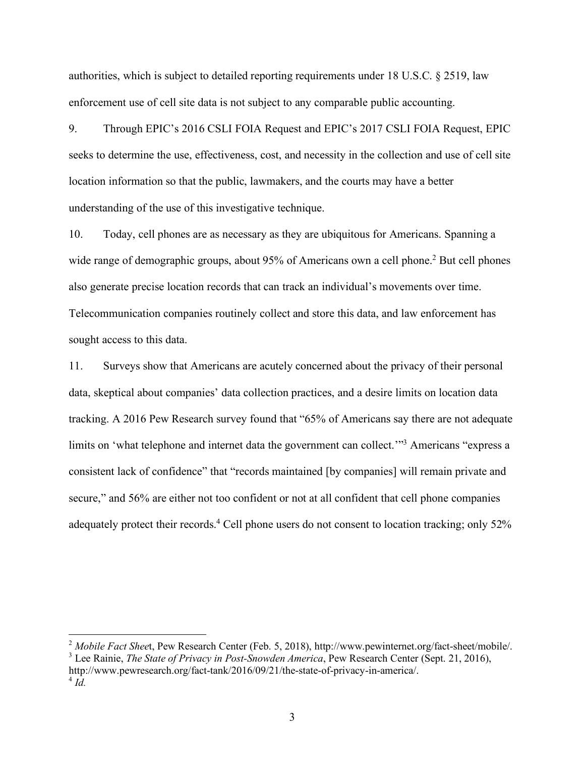authorities, which is subject to detailed reporting requirements under 18 U.S.C. § 2519, law enforcement use of cell site data is not subject to any comparable public accounting.

9. Through EPIC's 2016 CSLI FOIA Request and EPIC's 2017 CSLI FOIA Request, EPIC seeks to determine the use, effectiveness, cost, and necessity in the collection and use of cell site location information so that the public, lawmakers, and the courts may have a better understanding of the use of this investigative technique.

10. Today, cell phones are as necessary as they are ubiquitous for Americans. Spanning a wide range of demographic groups, about 95% of Americans own a cell phone.[2] But cell phones also generate precise location records that can track an individual's movements over time. Telecommunication companies routinely collect and store this data, and law enforcement has sought access to this data.

11. Surveys show that Americans are acutely concerned about the privacy of their personal data, skeptical about companies' data collection practices, and a desire limits on location data tracking. A 2016 Pew Research survey found that "65% of Americans say there are not adequate limits on 'what telephone and internet data the government can collect.'"[3] Americans "express a consistent lack of confidence" that "records maintained [by companies] will remain private and secure," and 56% are either not too confident or not at all confident that cell phone companies adequately protect their records.[4] Cell phone users do not consent to location tracking; only 52%

---

[2] *Mobile Fact Shee*t, Pew Research Center (Feb. 5, 2018), http://www.pewinternet.org/fact-sheet/mobile/.

[3] Lee Rainie, *The State of Privacy in Post-Snowden America*, Pew Research Center (Sept. 21, 2016), http://www.pewresearch.org/fact-tank/2016/09/21/the-state-of-privacy-in-america/.

[4] *Id.*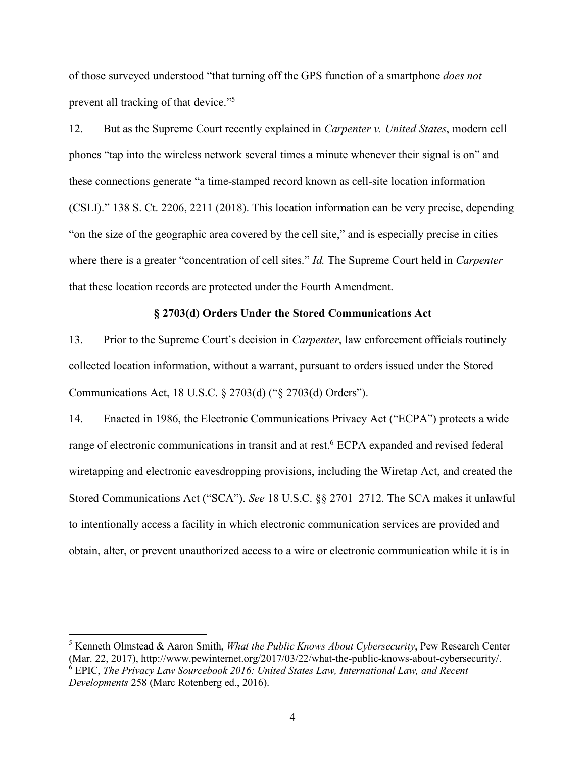of those surveyed understood "that turning off the GPS function of a smartphone *does not* prevent all tracking of that device."[5]

12. But as the Supreme Court recently explained in *Carpenter v. United States*, modern cell phones "tap into the wireless network several times a minute whenever their signal is on" and these connections generate "a time-stamped record known as cell-site location information (CSLI)." 138 S. Ct. 2206, 2211 (2018). This location information can be very precise, depending "on the size of the geographic area covered by the cell site," and is especially precise in cities where there is a greater "concentration of cell sites." *Id.* The Supreme Court held in *Carpenter* that these location records are protected under the Fourth Amendment.

### § 2703(d) Orders Under the Stored Communications Act

13. Prior to the Supreme Court's decision in *Carpenter*, law enforcement officials routinely collected location information, without a warrant, pursuant to orders issued under the Stored Communications Act, 18 U.S.C. § 2703(d) ("§ 2703(d) Orders").

14. Enacted in 1986, the Electronic Communications Privacy Act ("ECPA") protects a wide range of electronic communications in transit and at rest.[6] ECPA expanded and revised federal wiretapping and electronic eavesdropping provisions, including the Wiretap Act, and created the Stored Communications Act ("SCA"). *See* 18 U.S.C. §§ 2701–2712. The SCA makes it unlawful to intentionally access a facility in which electronic communication services are provided and obtain, alter, or prevent unauthorized access to a wire or electronic communication while it is in

---

[5] Kenneth Olmstead & Aaron Smith, *What the Public Knows About Cybersecurity*, Pew Research Center (Mar. 22, 2017), http://www.pewinternet.org/2017/03/22/what-the-public-knows-about-cybersecurity/.

[6] EPIC, *The Privacy Law Sourcebook 2016: United States Law, International Law, and Recent Developments* 258 (Marc Rotenberg ed., 2016).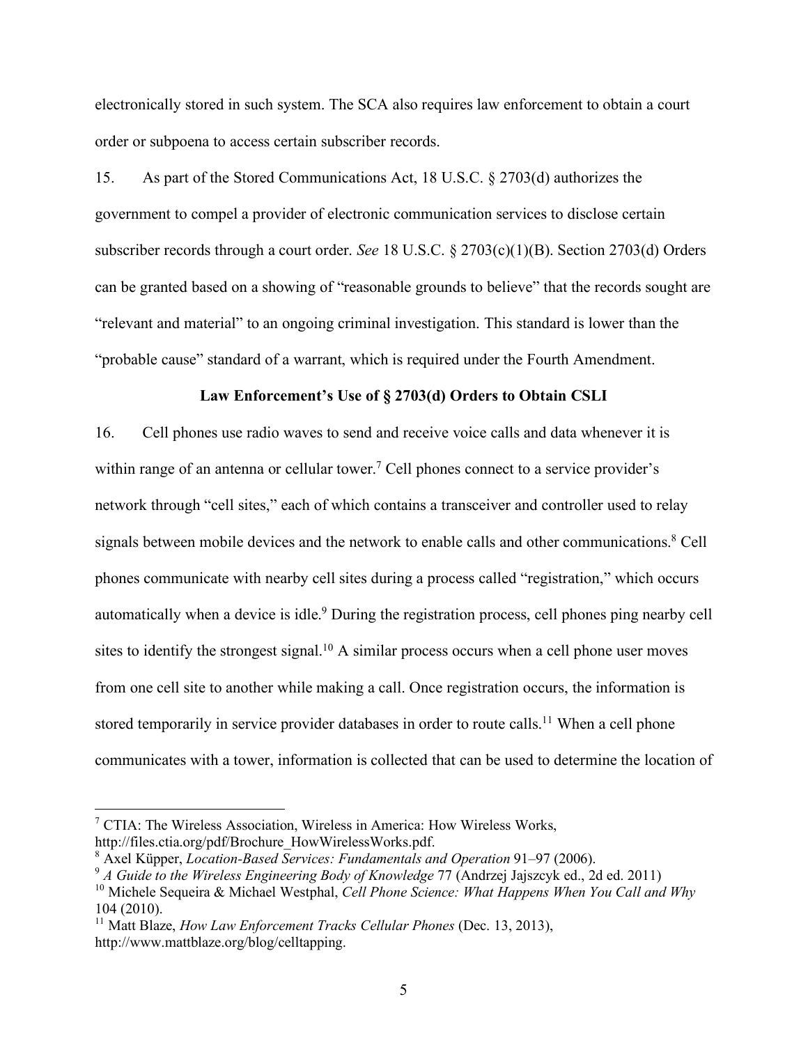electronically stored in such system. The SCA also requires law enforcement to obtain a court order or subpoena to access certain subscriber records.

15. As part of the Stored Communications Act, 18 U.S.C. § 2703(d) authorizes the government to compel a provider of electronic communication services to disclose certain subscriber records through a court order. *See* 18 U.S.C. § 2703(c)(1)(B). Section 2703(d) Orders can be granted based on a showing of "reasonable grounds to believe" that the records sought are "relevant and material" to an ongoing criminal investigation. This standard is lower than the "probable cause" standard of a warrant, which is required under the Fourth Amendment.

**Law Enforcement's Use of § 2703(d) Orders to Obtain CSLI**

16. Cell phones use radio waves to send and receive voice calls and data whenever it is within range of an antenna or cellular tower.[7] Cell phones connect to a service provider's network through "cell sites," each of which contains a transceiver and controller used to relay signals between mobile devices and the network to enable calls and other communications.[8] Cell phones communicate with nearby cell sites during a process called "registration," which occurs automatically when a device is idle.[9] During the registration process, cell phones ping nearby cell sites to identify the strongest signal.[10] A similar process occurs when a cell phone user moves from one cell site to another while making a call. Once registration occurs, the information is stored temporarily in service provider databases in order to route calls.[11] When a cell phone communicates with a tower, information is collected that can be used to determine the location of

---

[7] CTIA: The Wireless Association, Wireless in America: How Wireless Works, http://files.ctia.org/pdf/Brochure_HowWirelessWorks.pdf.

[8] Axel Küpper, *Location-Based Services: Fundamentals and Operation* 91–97 (2006).

[9] *A Guide to the Wireless Engineering Body of Knowledge* 77 (Andrzej Jajszcyk ed., 2d ed. 2011)

[10] Michele Sequeira & Michael Westphal, *Cell Phone Science: What Happens When You Call and Why* 104 (2010).

[11] Matt Blaze, *How Law Enforcement Tracks Cellular Phones* (Dec. 13, 2013), http://www.mattblaze.org/blog/celltapping.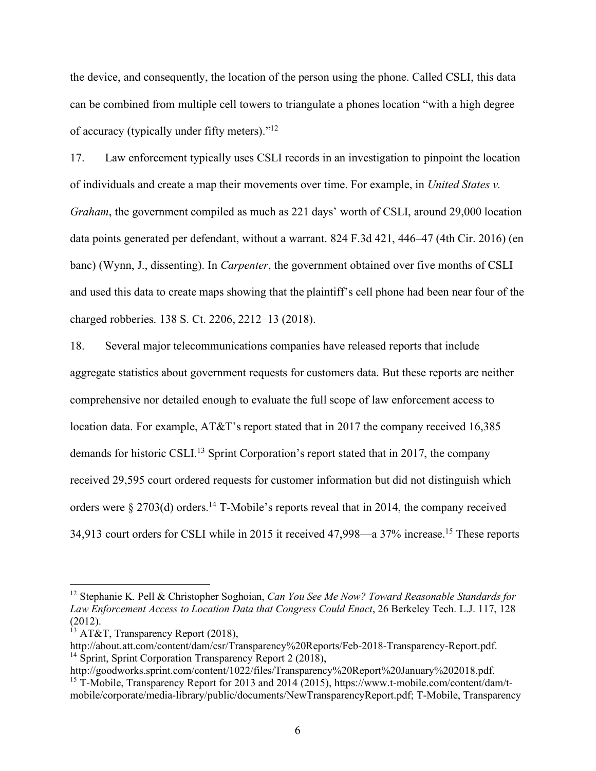the device, and consequently, the location of the person using the phone. Called CSLI, this data can be combined from multiple cell towers to triangulate a phones location "with a high degree of accuracy (typically under fifty meters)."[12]

17. Law enforcement typically uses CSLI records in an investigation to pinpoint the location of individuals and create a map their movements over time. For example, in *United States v. Graham*, the government compiled as much as 221 days' worth of CSLI, around 29,000 location data points generated per defendant, without a warrant. 824 F.3d 421, 446–47 (4th Cir. 2016) (en banc) (Wynn, J., dissenting). In *Carpenter*, the government obtained over five months of CSLI and used this data to create maps showing that the plaintiff's cell phone had been near four of the charged robberies. 138 S. Ct. 2206, 2212–13 (2018).

18. Several major telecommunications companies have released reports that include aggregate statistics about government requests for customers data. But these reports are neither comprehensive nor detailed enough to evaluate the full scope of law enforcement access to location data. For example, AT&T's report stated that in 2017 the company received 16,385 demands for historic CSLI.[13] Sprint Corporation's report stated that in 2017, the company received 29,595 court ordered requests for customer information but did not distinguish which orders were § 2703(d) orders.[14] T-Mobile's reports reveal that in 2014, the company received 34,913 court orders for CSLI while in 2015 it received 47,998—a 37% increase.[15] These reports

---

[12] Stephanie K. Pell & Christopher Soghoian, *Can You See Me Now? Toward Reasonable Standards for Law Enforcement Access to Location Data that Congress Could Enact*, 26 Berkeley Tech. L.J. 117, 128 (2012).

[13] AT&T, Transparency Report (2018), http://about.att.com/content/dam/csr/Transparency%20Reports/Feb-2018-Transparency-Report.pdf.

[14] Sprint, Sprint Corporation Transparency Report 2 (2018), http://goodworks.sprint.com/content/1022/files/Transparency%20Report%20January%202018.pdf.

[15] T-Mobile, Transparency Report for 2013 and 2014 (2015), https://www.t-mobile.com/content/dam/t-mobile/corporate/media-library/public/documents/NewTransparencyReport.pdf; T-Mobile, Transparency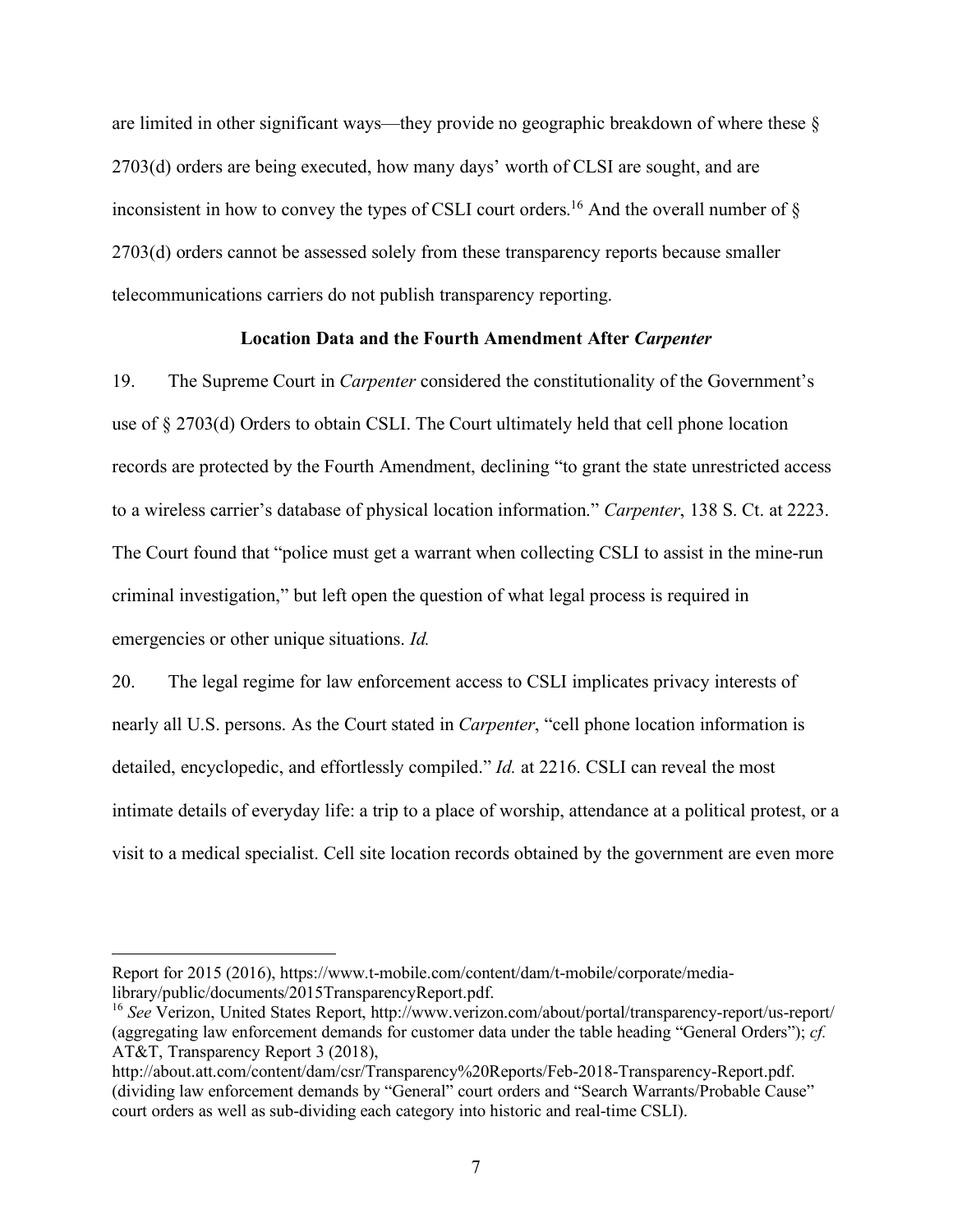are limited in other significant ways—they provide no geographic breakdown of where these § 2703(d) orders are being executed, how many days' worth of CLSI are sought, and are inconsistent in how to convey the types of CSLI court orders.[16] And the overall number of § 2703(d) orders cannot be assessed solely from these transparency reports because smaller telecommunications carriers do not publish transparency reporting.

### Location Data and the Fourth Amendment After *Carpenter*

19. The Supreme Court in *Carpenter* considered the constitutionality of the Government's use of § 2703(d) Orders to obtain CSLI. The Court ultimately held that cell phone location records are protected by the Fourth Amendment, declining "to grant the state unrestricted access to a wireless carrier's database of physical location information." *Carpenter*, 138 S. Ct. at 2223. The Court found that "police must get a warrant when collecting CSLI to assist in the mine-run criminal investigation," but left open the question of what legal process is required in emergencies or other unique situations. *Id.*

20. The legal regime for law enforcement access to CSLI implicates privacy interests of nearly all U.S. persons. As the Court stated in *Carpenter*, "cell phone location information is detailed, encyclopedic, and effortlessly compiled." *Id.* at 2216. CSLI can reveal the most intimate details of everyday life: a trip to a place of worship, attendance at a political protest, or a visit to a medical specialist. Cell site location records obtained by the government are even more

---

Report for 2015 (2016), https://www.t-mobile.com/content/dam/t-mobile/corporate/media-library/public/documents/2015TransparencyReport.pdf.

[16] *See* Verizon, United States Report, http://www.verizon.com/about/portal/transparency-report/us-report/ (aggregating law enforcement demands for customer data under the table heading "General Orders"); *cf.* AT&T, Transparency Report 3 (2018), http://about.att.com/content/dam/csr/Transparency%20Reports/Feb-2018-Transparency-Report.pdf. (dividing law enforcement demands by "General" court orders and "Search Warrants/Probable Cause" court orders as well as sub-dividing each category into historic and real-time CSLI).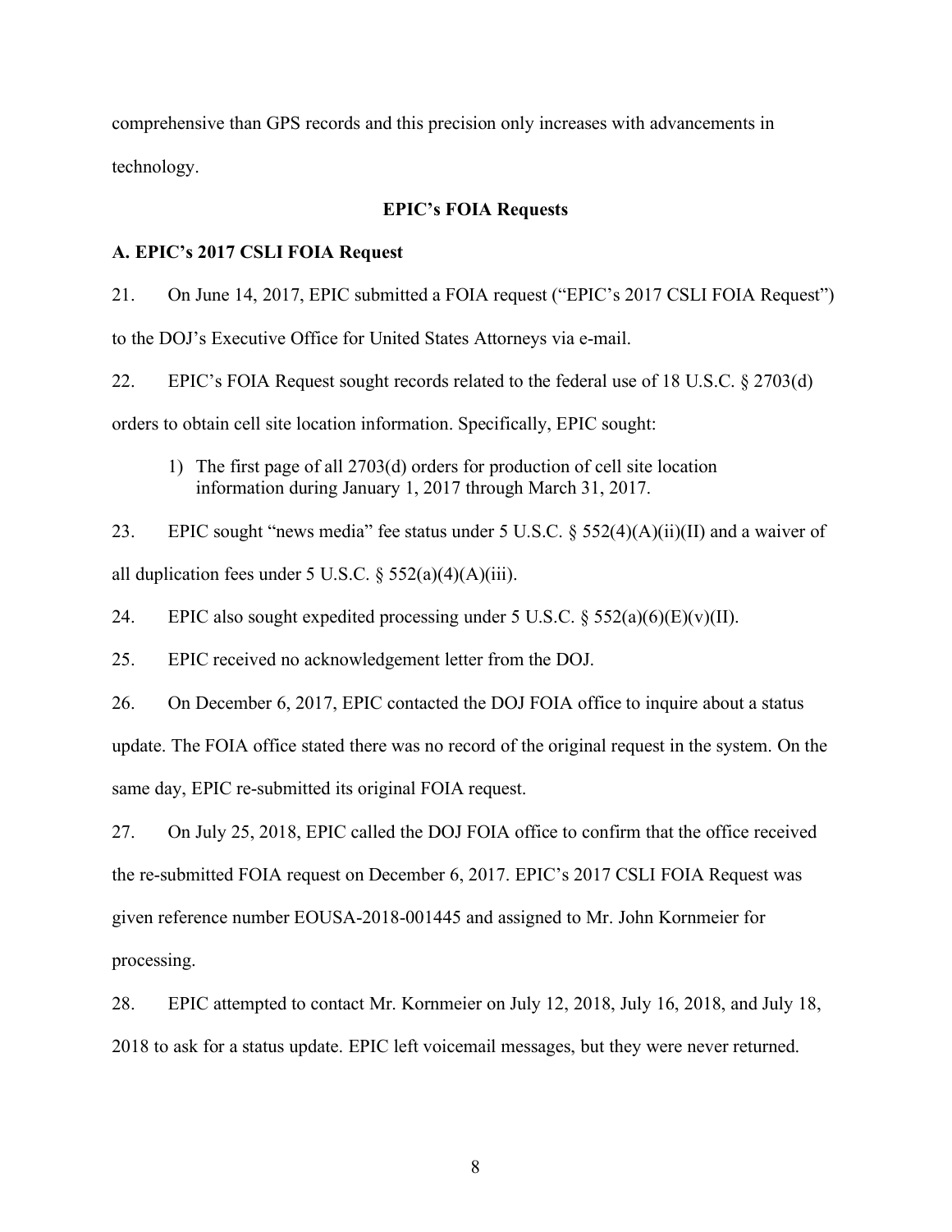comprehensive than GPS records and this precision only increases with advancements in technology.

## EPIC's FOIA Requests

### A. EPIC's 2017 CSLI FOIA Request

21. On June 14, 2017, EPIC submitted a FOIA request ("EPIC's 2017 CSLI FOIA Request") to the DOJ's Executive Office for United States Attorneys via e-mail.

22. EPIC's FOIA Request sought records related to the federal use of 18 U.S.C. § 2703(d) orders to obtain cell site location information. Specifically, EPIC sought:

   1) The first page of all 2703(d) orders for production of cell site location information during January 1, 2017 through March 31, 2017.

23. EPIC sought "news media" fee status under 5 U.S.C. § 552(4)(A)(ii)(II) and a waiver of all duplication fees under 5 U.S.C. § 552(a)(4)(A)(iii).

24. EPIC also sought expedited processing under 5 U.S.C. § 552(a)(6)(E)(v)(II).

25. EPIC received no acknowledgement letter from the DOJ.

26. On December 6, 2017, EPIC contacted the DOJ FOIA office to inquire about a status update. The FOIA office stated there was no record of the original request in the system. On the same day, EPIC re-submitted its original FOIA request.

27. On July 25, 2018, EPIC called the DOJ FOIA office to confirm that the office received the re-submitted FOIA request on December 6, 2017. EPIC's 2017 CSLI FOIA Request was given reference number EOUSA-2018-001445 and assigned to Mr. John Kornmeier for processing.

28. EPIC attempted to contact Mr. Kornmeier on July 12, 2018, July 16, 2018, and July 18, 2018 to ask for a status update. EPIC left voicemail messages, but they were never returned.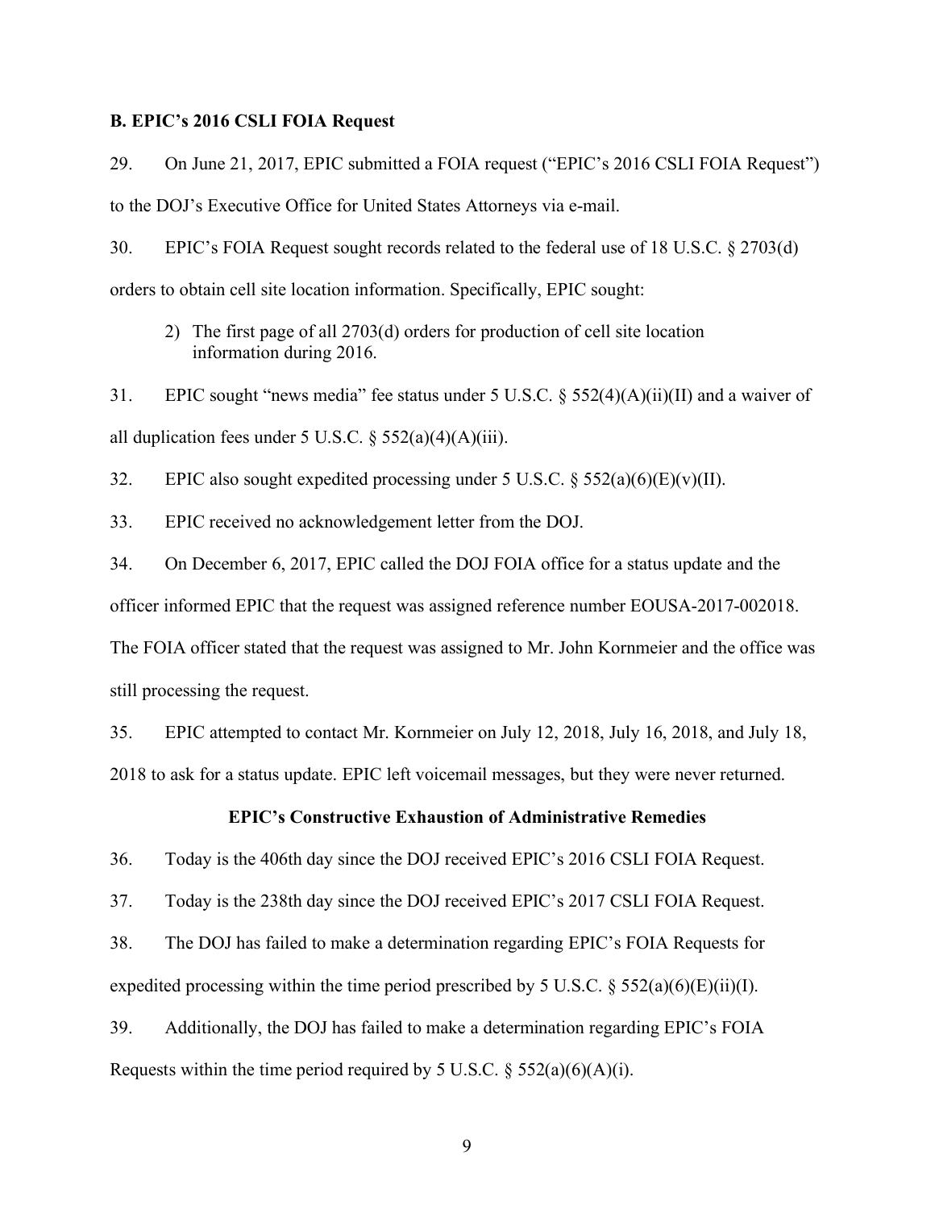### B. EPIC's 2016 CSLI FOIA Request

29. On June 21, 2017, EPIC submitted a FOIA request ("EPIC's 2016 CSLI FOIA Request") to the DOJ's Executive Office for United States Attorneys via e-mail.

30. EPIC's FOIA Request sought records related to the federal use of 18 U.S.C. § 2703(d) orders to obtain cell site location information. Specifically, EPIC sought:

> 2) The first page of all 2703(d) orders for production of cell site location information during 2016.

31. EPIC sought "news media" fee status under 5 U.S.C. § 552(4)(A)(ii)(II) and a waiver of all duplication fees under 5 U.S.C. § 552(a)(4)(A)(iii).

32. EPIC also sought expedited processing under 5 U.S.C. § 552(a)(6)(E)(v)(II).

33. EPIC received no acknowledgement letter from the DOJ.

34. On December 6, 2017, EPIC called the DOJ FOIA office for a status update and the officer informed EPIC that the request was assigned reference number EOUSA-2017-002018. The FOIA officer stated that the request was assigned to Mr. John Kornmeier and the office was still processing the request.

35. EPIC attempted to contact Mr. Kornmeier on July 12, 2018, July 16, 2018, and July 18, 2018 to ask for a status update. EPIC left voicemail messages, but they were never returned.

#### EPIC's Constructive Exhaustion of Administrative Remedies

36. Today is the 406th day since the DOJ received EPIC's 2016 CSLI FOIA Request.

37. Today is the 238th day since the DOJ received EPIC's 2017 CSLI FOIA Request.

38. The DOJ has failed to make a determination regarding EPIC's FOIA Requests for expedited processing within the time period prescribed by 5 U.S.C. § 552(a)(6)(E)(ii)(I).

39. Additionally, the DOJ has failed to make a determination regarding EPIC's FOIA Requests within the time period required by 5 U.S.C. § 552(a)(6)(A)(i).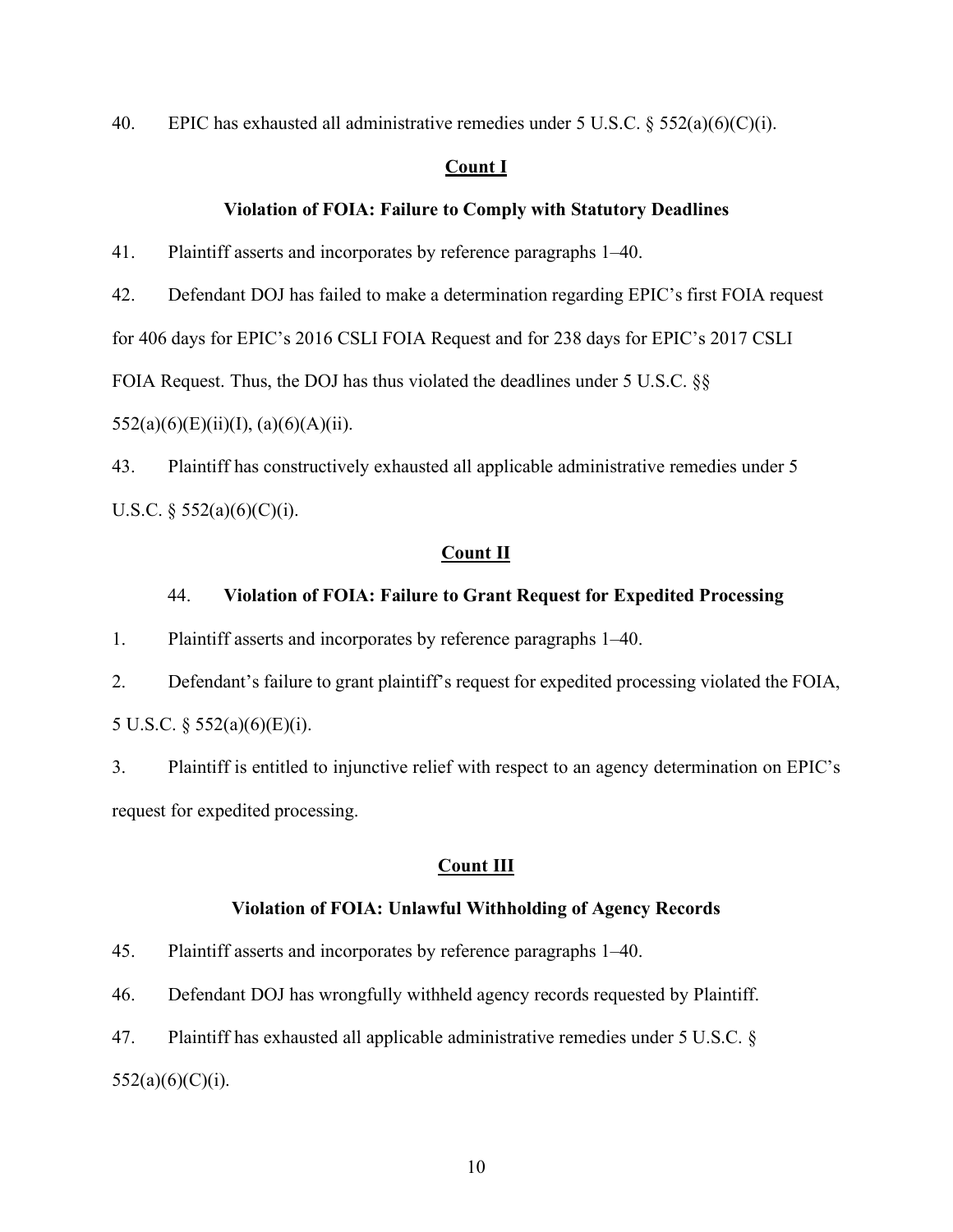40. EPIC has exhausted all administrative remedies under 5 U.S.C. § 552(a)(6)(C)(i).

## Count I

### Violation of FOIA: Failure to Comply with Statutory Deadlines

41. Plaintiff asserts and incorporates by reference paragraphs 1–40.

42. Defendant DOJ has failed to make a determination regarding EPIC's first FOIA request for 406 days for EPIC's 2016 CSLI FOIA Request and for 238 days for EPIC's 2017 CSLI FOIA Request. Thus, the DOJ has thus violated the deadlines under 5 U.S.C. §§ 552(a)(6)(E)(ii)(I), (a)(6)(A)(ii).

43. Plaintiff has constructively exhausted all applicable administrative remedies under 5 U.S.C. § 552(a)(6)(C)(i).

## Count II

### 44. Violation of FOIA: Failure to Grant Request for Expedited Processing

1. Plaintiff asserts and incorporates by reference paragraphs 1–40.

2. Defendant's failure to grant plaintiff's request for expedited processing violated the FOIA, 5 U.S.C. § 552(a)(6)(E)(i).

3. Plaintiff is entitled to injunctive relief with respect to an agency determination on EPIC's request for expedited processing.

## Count III

### Violation of FOIA: Unlawful Withholding of Agency Records

45. Plaintiff asserts and incorporates by reference paragraphs 1–40.

46. Defendant DOJ has wrongfully withheld agency records requested by Plaintiff.

47. Plaintiff has exhausted all applicable administrative remedies under 5 U.S.C. § 552(a)(6)(C)(i).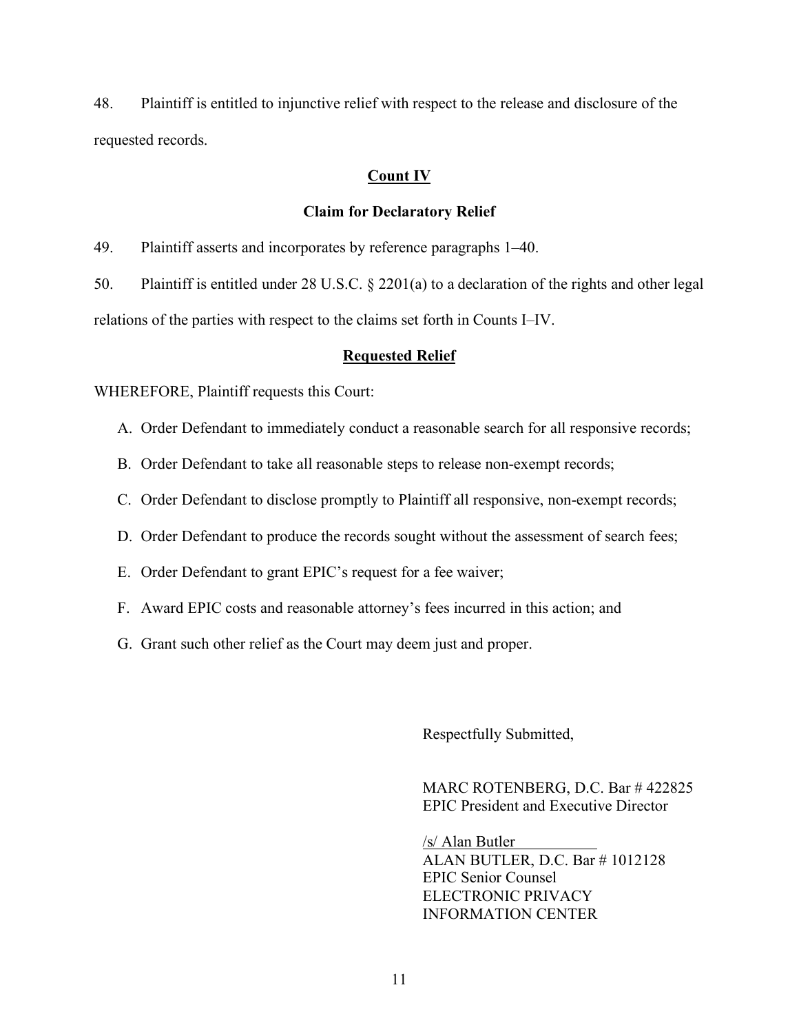48. Plaintiff is entitled to injunctive relief with respect to the release and disclosure of the requested records.

**Count IV**

**Claim for Declaratory Relief**

49. Plaintiff asserts and incorporates by reference paragraphs 1–40.

50. Plaintiff is entitled under 28 U.S.C. § 2201(a) to a declaration of the rights and other legal relations of the parties with respect to the claims set forth in Counts I–IV.

**Requested Relief**

WHEREFORE, Plaintiff requests this Court:

A. Order Defendant to immediately conduct a reasonable search for all responsive records;

B. Order Defendant to take all reasonable steps to release non-exempt records;

C. Order Defendant to disclose promptly to Plaintiff all responsive, non-exempt records;

D. Order Defendant to produce the records sought without the assessment of search fees;

E. Order Defendant to grant EPIC's request for a fee waiver;

F. Award EPIC costs and reasonable attorney's fees incurred in this action; and

G. Grant such other relief as the Court may deem just and proper.

Respectfully Submitted,

MARC ROTENBERG, D.C. Bar # 422825
EPIC President and Executive Director

/s/ Alan Butler
ALAN BUTLER, D.C. Bar # 1012128
EPIC Senior Counsel
ELECTRONIC PRIVACY
INFORMATION CENTER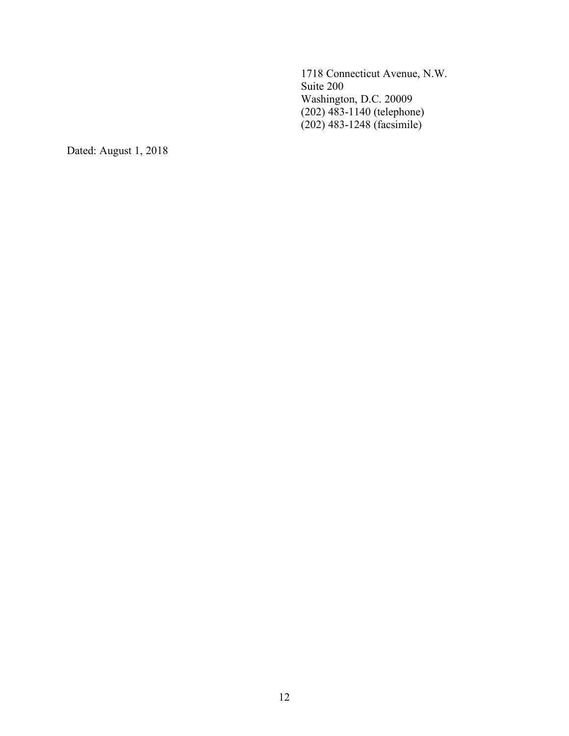1718 Connecticut Avenue, N.W.
Suite 200
Washington, D.C. 20009
(202) 483-1140 (telephone)
(202) 483-1248 (facsimile)

Dated: August 1, 2018